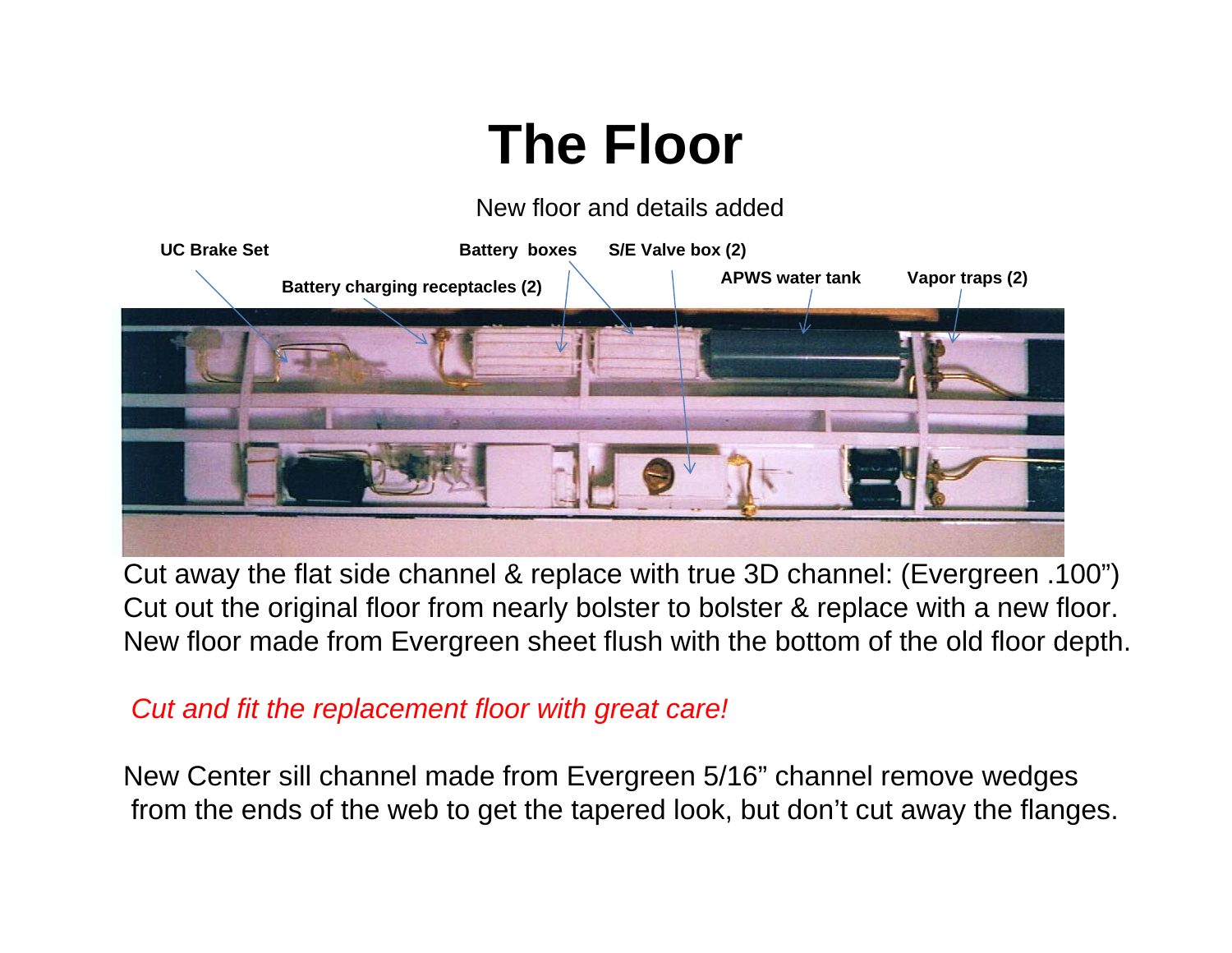# The Floor

New floor and details added

UC Brake Set

Battery charging receptacles (2)

Battery boxes

S/E Valve box (2)

APWS water tank

Vapor traps (2)

Cut away the flat side channel & replace with true 3D channel: (Evergreen .100")
Cut out the original floor from nearly bolster to bolster & replace with a new floor.
New floor made from Evergreen sheet flush with the bottom of the old floor depth.

*Cut and fit the replacement floor with great care!*

New Center sill channel made from Evergreen 5/16" channel remove wedges from the ends of the web to get the tapered look, but don't cut away the flanges.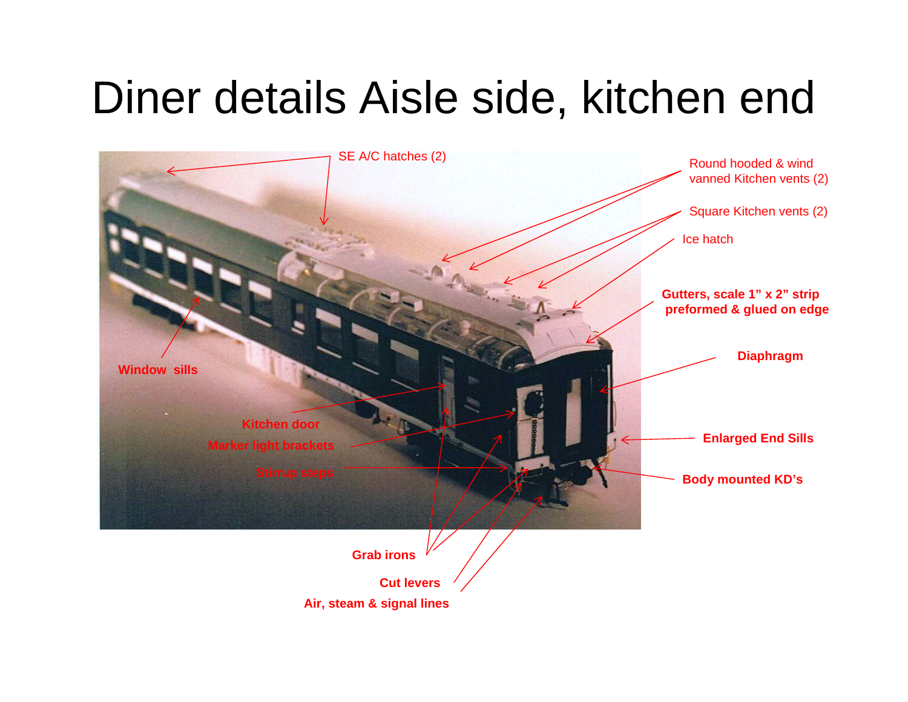# Diner details Aisle side, kitchen end

SE A/C hatches (2)

Round hooded & wind vanned Kitchen vents (2)

Square Kitchen vents (2)

Ice hatch

**Gutters, scale 1” x 2” strip preformed & glued on edge**

**Diaphragm**

**Window sills**

**Kitchen door**

**Marker light brackets**

**Stirrup steps**

**Enlarged End Sills**

**Body mounted KD’s**

**Grab irons**

**Cut levers**

**Air, steam & signal lines**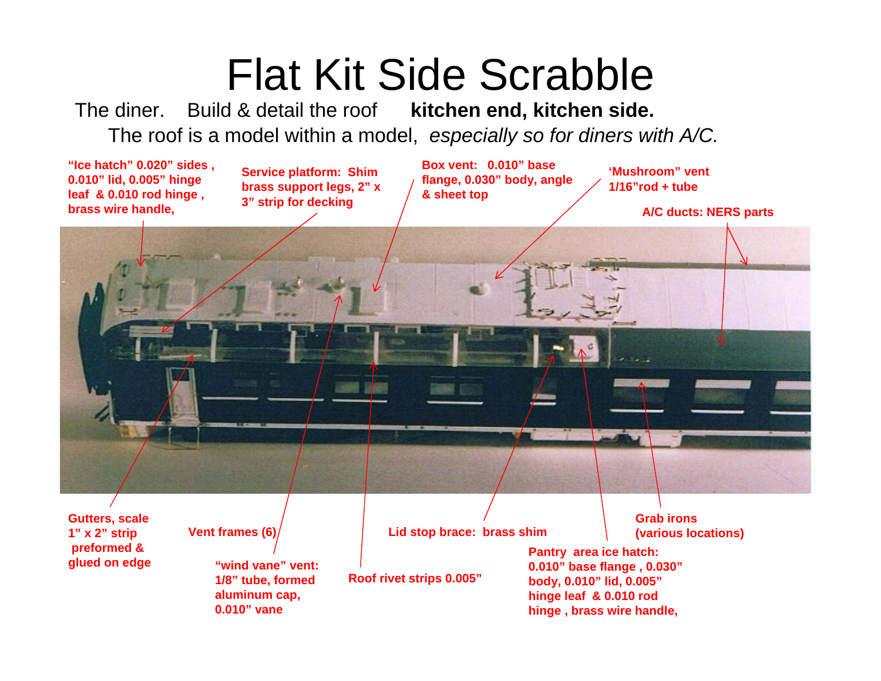# Flat Kit Side Scrabble

The diner. Build & detail the roof **kitchen end, kitchen side.**

The roof is a model within a model, *especially so for diners with A/C.*

**"Ice hatch" 0.020" sides , 0.010" lid, 0.005" hinge leaf & 0.010 rod hinge , brass wire handle,**

**Service platform: Shim brass support legs, 2" x 3" strip for decking**

**Box vent: 0.010" base flange, 0.030" body, angle & sheet top**

**'Mushroom" vent 1/16"rod + tube**

**A/C ducts: NERS parts**

**Gutters, scale 1" x 2" strip preformed & glued on edge**

**Vent frames (6)**

**"wind vane" vent: 1/8" tube, formed aluminum cap, 0.010" vane**

**Roof rivet strips 0.005"**

**Lid stop brace: brass shim**

**Pantry area ice hatch: 0.010" base flange , 0.030" body, 0.010" lid, 0.005" hinge leaf & 0.010 rod hinge , brass wire handle,**

**Grab irons (various locations)**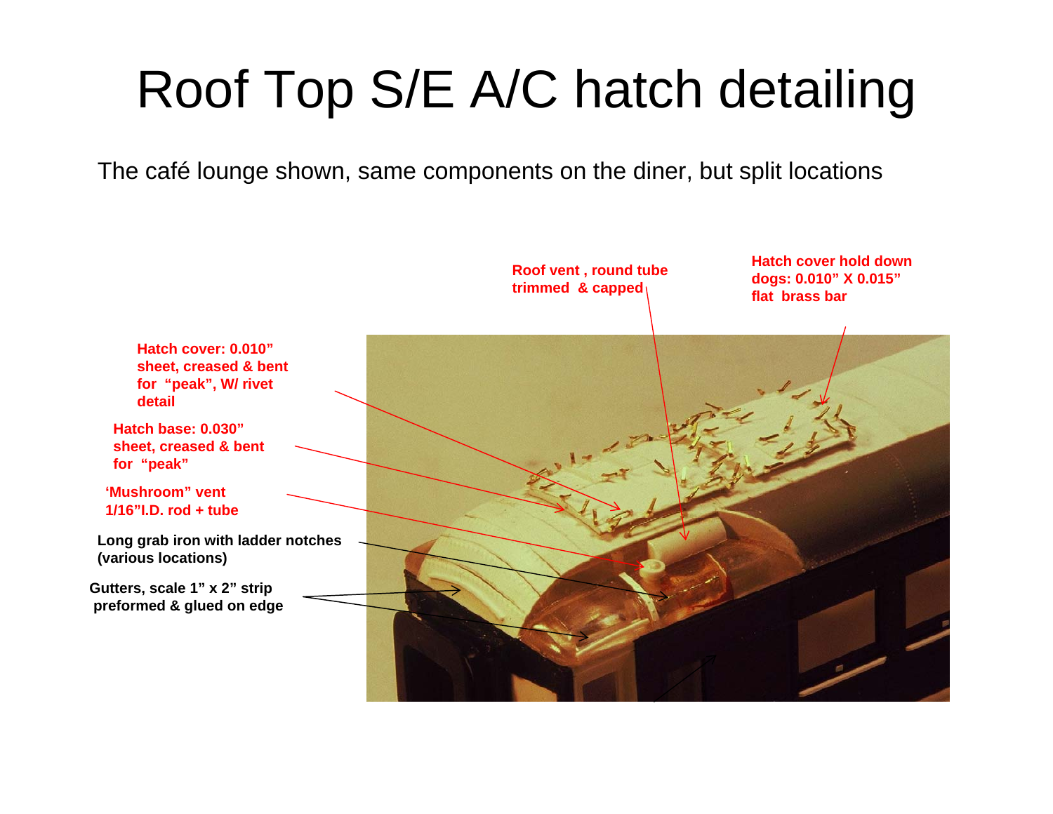# Roof Top S/E A/C hatch detailing

The café lounge shown, same components on the diner, but split locations

**Roof vent , round tube trimmed & capped**

**Hatch cover hold down dogs: 0.010" X 0.015" flat brass bar**

**Hatch cover: 0.010" sheet, creased & bent for "peak", W/ rivet detail**

**Hatch base: 0.030" sheet, creased & bent for "peak"**

**'Mushroom" vent 1/16"I.D. rod + tube**

**Long grab iron with ladder notches (various locations)**

**Gutters, scale 1" x 2" strip preformed & glued on edge**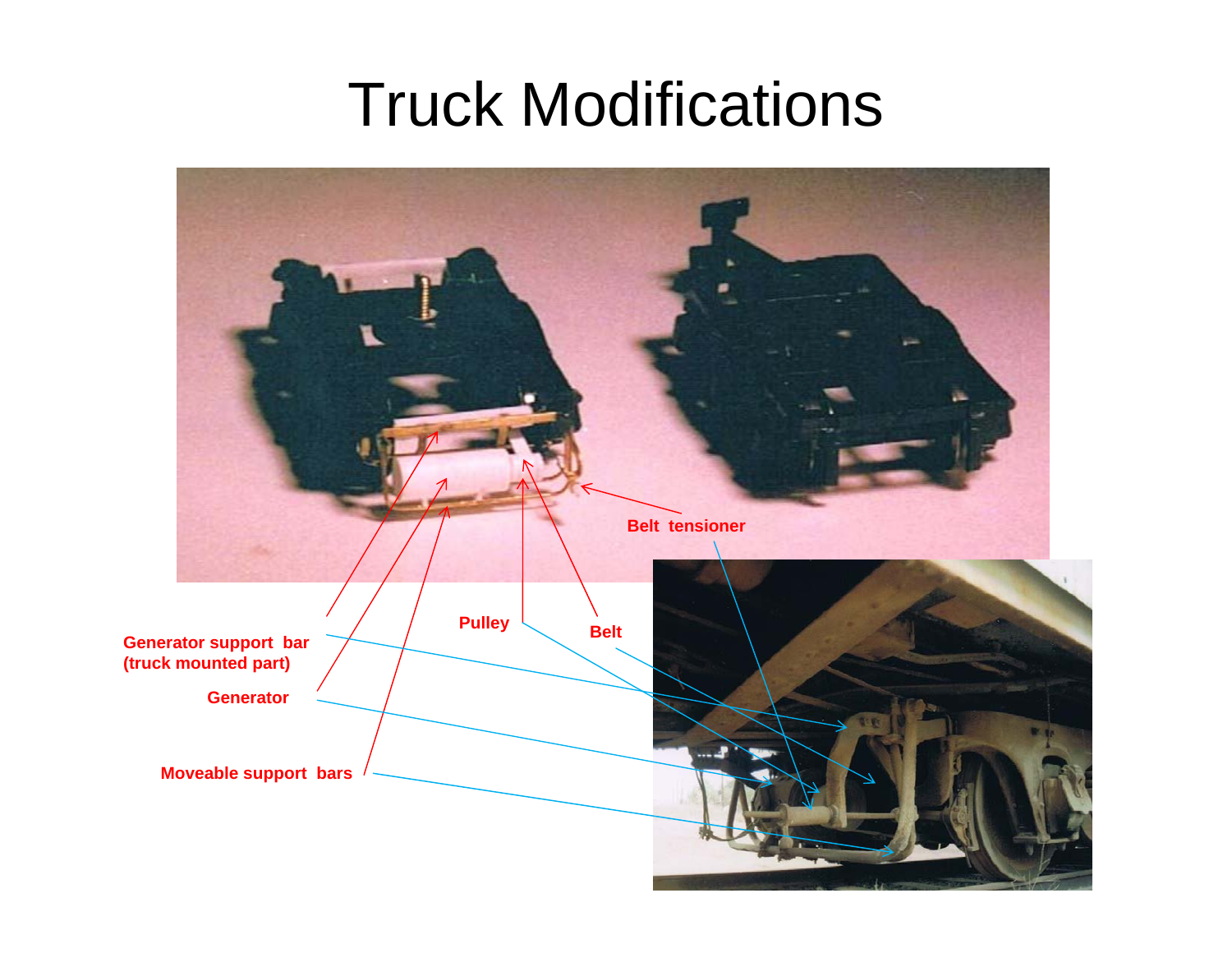# Truck Modifications

Generator support bar (truck mounted part)

Generator

Moveable support bars

Pulley

Belt

Belt tensioner